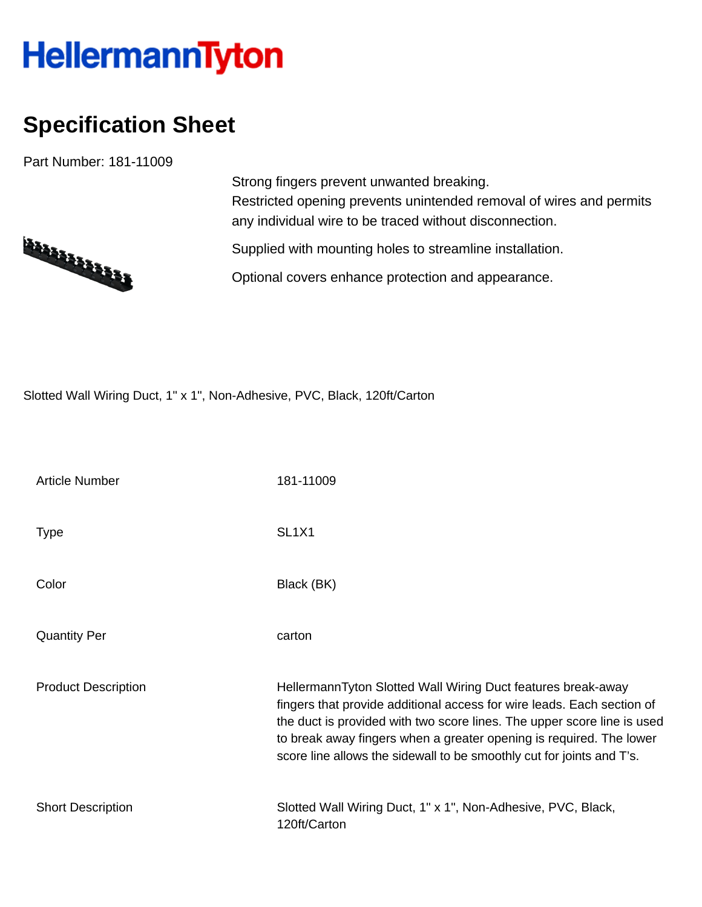HellermannTyton

# Specification Sheet

Part Number: 181-11009

Strong fingers prevent unwanted breaking.
Restricted opening prevents unintended removal of wires and permits any individual wire to be traced without disconnection.

Supplied with mounting holes to streamline installation.

Optional covers enhance protection and appearance.

Slotted Wall Wiring Duct, 1" x 1", Non-Adhesive, PVC, Black, 120ft/Carton

| | |
|---|---|
| Article Number | 181-11009 |
| Type | SL1X1 |
| Color | Black (BK) |
| Quantity Per | carton |
| Product Description | HellermannTyton Slotted Wall Wiring Duct features break-away fingers that provide additional access for wire leads. Each section of the duct is provided with two score lines. The upper score line is used to break away fingers when a greater opening is required. The lower score line allows the sidewall to be smoothly cut for joints and T's. |
| Short Description | Slotted Wall Wiring Duct, 1" x 1", Non-Adhesive, PVC, Black, 120ft/Carton |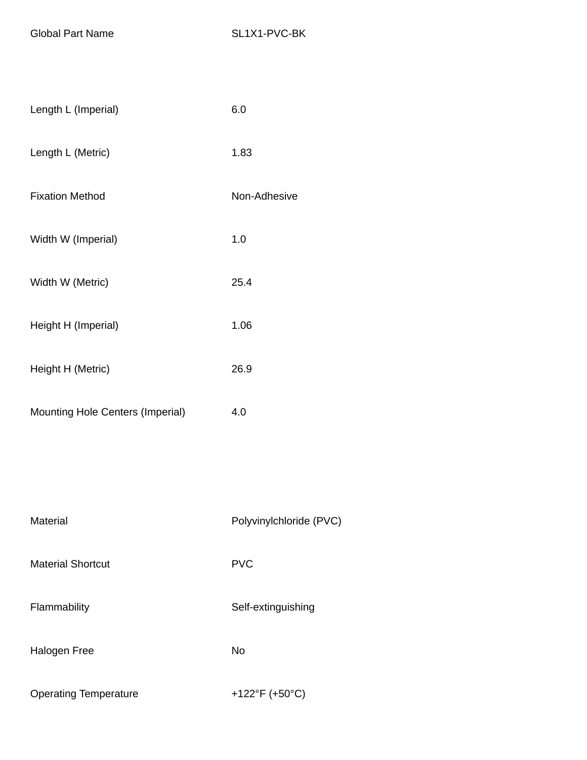| | |
|---|---|
| Global Part Name | SL1X1-PVC-BK |
| | |
| Length L (Imperial) | 6.0 |
| Length L (Metric) | 1.83 |
| Fixation Method | Non-Adhesive |
| Width W (Imperial) | 1.0 |
| Width W (Metric) | 25.4 |
| Height H (Imperial) | 1.06 |
| Height H (Metric) | 26.9 |
| Mounting Hole Centers (Imperial) | 4.0 |
| | |
| Material | Polyvinylchloride (PVC) |
| Material Shortcut | PVC |
| Flammability | Self-extinguishing |
| Halogen Free | No |
| Operating Temperature | +122°F (+50°C) |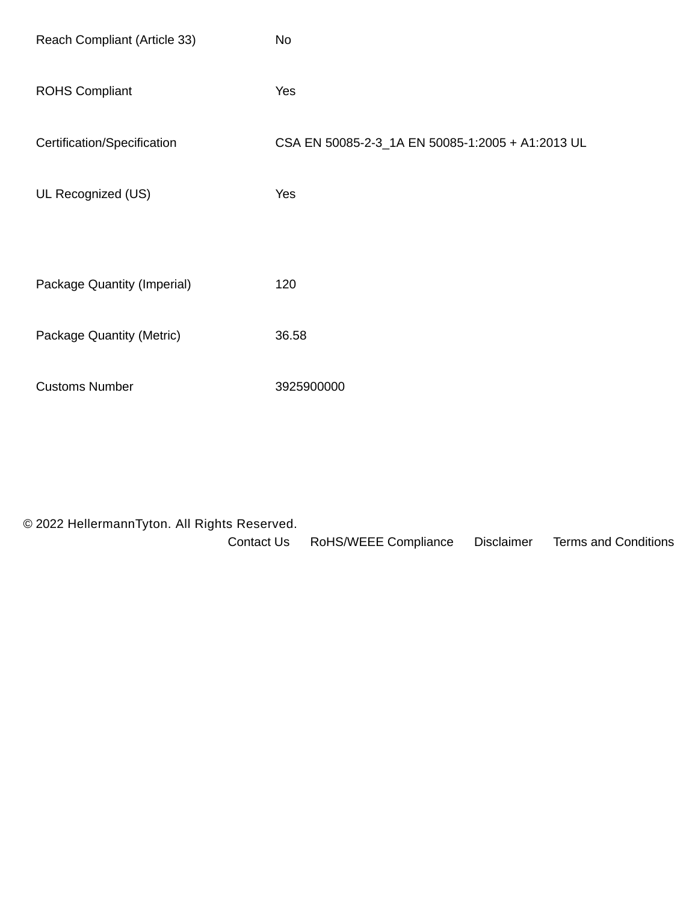| | |
|---|---|
| Reach Compliant (Article 33) | No |
| ROHS Compliant | Yes |
| Certification/Specification | CSA EN 50085-2-3_1A EN 50085-1:2005 + A1:2013 UL |
| UL Recognized (US) | Yes |
| Package Quantity (Imperial) | 120 |
| Package Quantity (Metric) | 36.58 |
| Customs Number | 3925900000 |

© 2022 HellermannTyton. All Rights Reserved.

Contact Us RoHS/WEEE Compliance Disclaimer Terms and Conditions